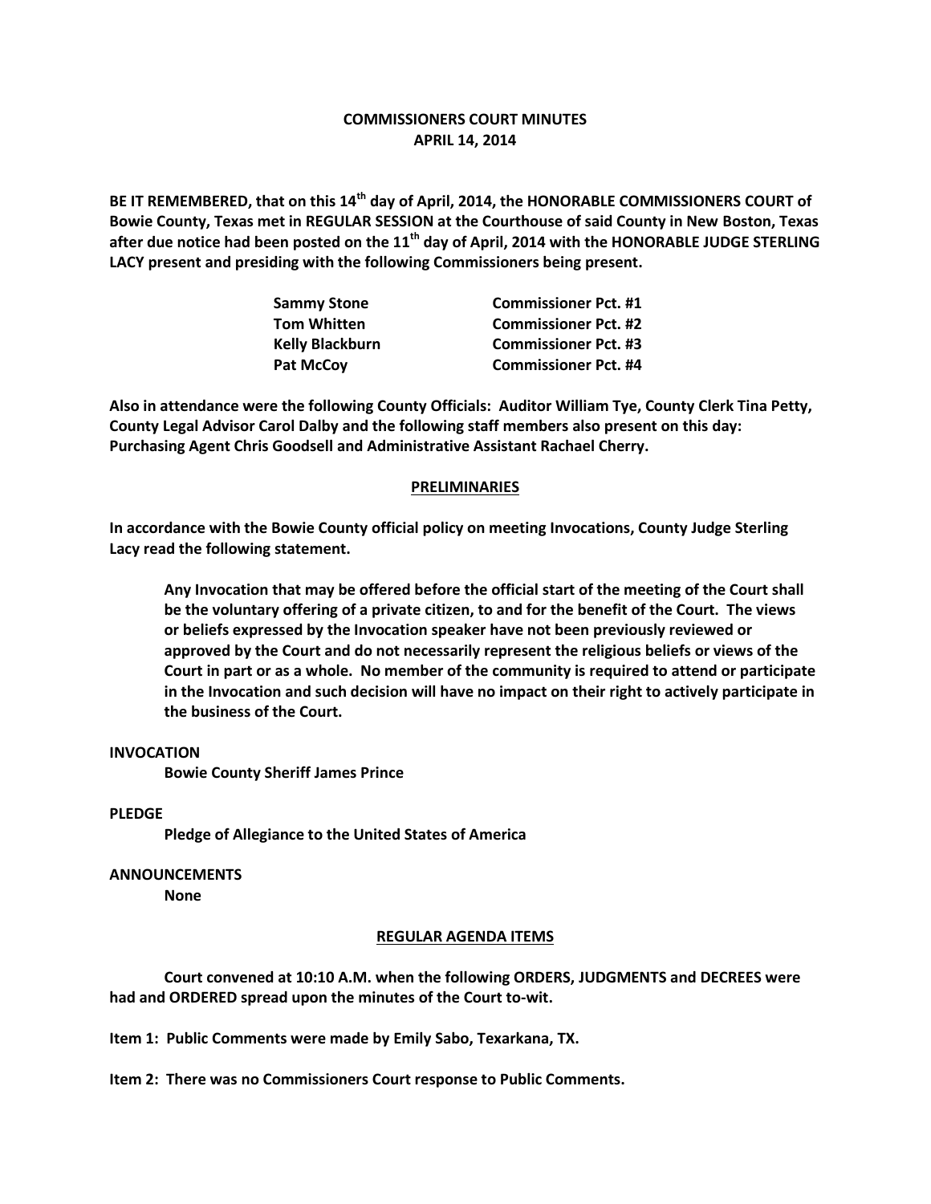# COMMISSIONERS COURT MINUTES
## APRIL 14, 2014

**BE IT REMEMBERED, that on this 14th day of April, 2014, the HONORABLE COMMISSIONERS COURT of Bowie County, Texas met in REGULAR SESSION at the Courthouse of said County in New Boston, Texas after due notice had been posted on the 11th day of April, 2014 with the HONORABLE JUDGE STERLING LACY present and presiding with the following Commissioners being present.**

| | |
|---|---|
| **Sammy Stone** | **Commissioner Pct. #1** |
| **Tom Whitten** | **Commissioner Pct. #2** |
| **Kelly Blackburn** | **Commissioner Pct. #3** |
| **Pat McCoy** | **Commissioner Pct. #4** |

**Also in attendance were the following County Officials: Auditor William Tye, County Clerk Tina Petty, County Legal Advisor Carol Dalby and the following staff members also present on this day: Purchasing Agent Chris Goodsell and Administrative Assistant Rachael Cherry.**

## PRELIMINARIES

**In accordance with the Bowie County official policy on meeting Invocations, County Judge Sterling Lacy read the following statement.**

> **Any Invocation that may be offered before the official start of the meeting of the Court shall be the voluntary offering of a private citizen, to and for the benefit of the Court. The views or beliefs expressed by the Invocation speaker have not been previously reviewed or approved by the Court and do not necessarily represent the religious beliefs or views of the Court in part or as a whole. No member of the community is required to attend or participate in the Invocation and such decision will have no impact on their right to actively participate in the business of the Court.**

**INVOCATION**

**Bowie County Sheriff James Prince**

**PLEDGE**

**Pledge of Allegiance to the United States of America**

**ANNOUNCEMENTS**

**None**

## REGULAR AGENDA ITEMS

**Court convened at 10:10 A.M. when the following ORDERS, JUDGMENTS and DECREES were had and ORDERED spread upon the minutes of the Court to-wit.**

**Item 1: Public Comments were made by Emily Sabo, Texarkana, TX.**

**Item 2: There was no Commissioners Court response to Public Comments.**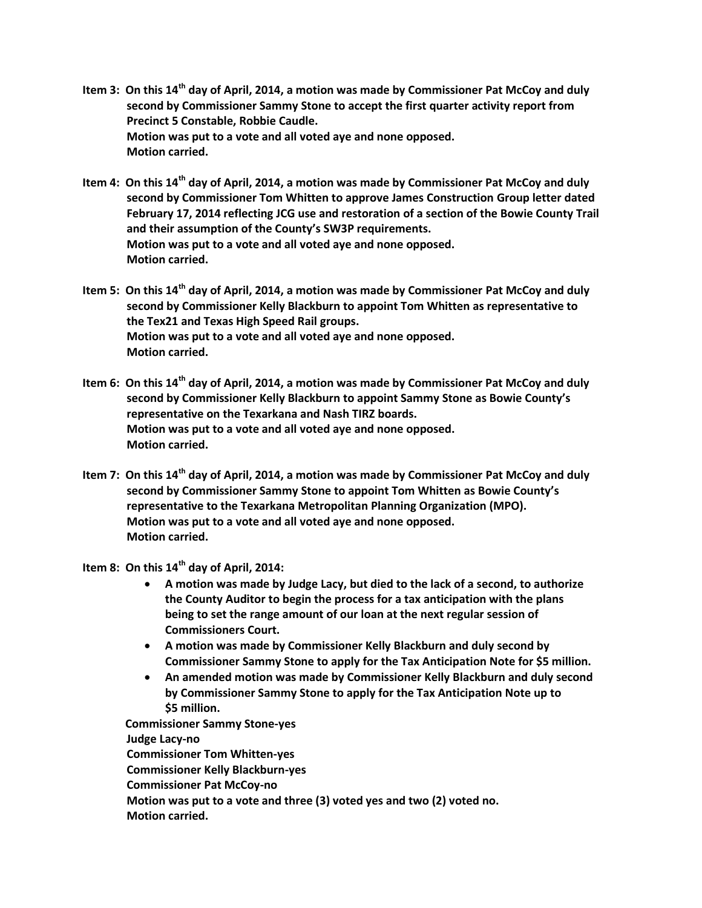**Item 3: On this 14th day of April, 2014, a motion was made by Commissioner Pat McCoy and duly second by Commissioner Sammy Stone to accept the first quarter activity report from Precinct 5 Constable, Robbie Caudle.**
**Motion was put to a vote and all voted aye and none opposed.**
**Motion carried.**

**Item 4: On this 14th day of April, 2014, a motion was made by Commissioner Pat McCoy and duly second by Commissioner Tom Whitten to approve James Construction Group letter dated February 17, 2014 reflecting JCG use and restoration of a section of the Bowie County Trail and their assumption of the County's SW3P requirements.**
**Motion was put to a vote and all voted aye and none opposed.**
**Motion carried.**

**Item 5: On this 14th day of April, 2014, a motion was made by Commissioner Pat McCoy and duly second by Commissioner Kelly Blackburn to appoint Tom Whitten as representative to the Tex21 and Texas High Speed Rail groups.**
**Motion was put to a vote and all voted aye and none opposed.**
**Motion carried.**

**Item 6: On this 14th day of April, 2014, a motion was made by Commissioner Pat McCoy and duly second by Commissioner Kelly Blackburn to appoint Sammy Stone as Bowie County's representative on the Texarkana and Nash TIRZ boards.**
**Motion was put to a vote and all voted aye and none opposed.**
**Motion carried.**

**Item 7: On this 14th day of April, 2014, a motion was made by Commissioner Pat McCoy and duly second by Commissioner Sammy Stone to appoint Tom Whitten as Bowie County's representative to the Texarkana Metropolitan Planning Organization (MPO).**
**Motion was put to a vote and all voted aye and none opposed.**
**Motion carried.**

**Item 8: On this 14th day of April, 2014:**

- **A motion was made by Judge Lacy, but died to the lack of a second, to authorize the County Auditor to begin the process for a tax anticipation with the plans being to set the range amount of our loan at the next regular session of Commissioners Court.**
- **A motion was made by Commissioner Kelly Blackburn and duly second by Commissioner Sammy Stone to apply for the Tax Anticipation Note for $5 million.**
- **An amended motion was made by Commissioner Kelly Blackburn and duly second by Commissioner Sammy Stone to apply for the Tax Anticipation Note up to $5 million.**

**Commissioner Sammy Stone-yes**
**Judge Lacy-no**
**Commissioner Tom Whitten-yes**
**Commissioner Kelly Blackburn-yes**
**Commissioner Pat McCoy-no**
**Motion was put to a vote and three (3) voted yes and two (2) voted no.**
**Motion carried.**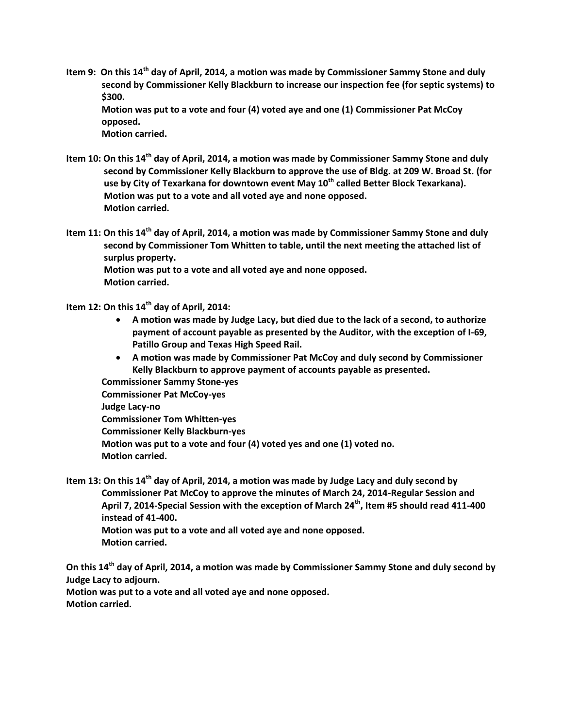**Item 9: On this 14th day of April, 2014, a motion was made by Commissioner Sammy Stone and duly second by Commissioner Kelly Blackburn to increase our inspection fee (for septic systems) to \$300.**
**Motion was put to a vote and four (4) voted aye and one (1) Commissioner Pat McCoy opposed.**
**Motion carried.**

**Item 10: On this 14th day of April, 2014, a motion was made by Commissioner Sammy Stone and duly second by Commissioner Kelly Blackburn to approve the use of Bldg. at 209 W. Broad St. (for use by City of Texarkana for downtown event May 10th called Better Block Texarkana).**
**Motion was put to a vote and all voted aye and none opposed.**
**Motion carried.**

**Item 11: On this 14th day of April, 2014, a motion was made by Commissioner Sammy Stone and duly second by Commissioner Tom Whitten to table, until the next meeting the attached list of surplus property.**
**Motion was put to a vote and all voted aye and none opposed.**
**Motion carried.**

**Item 12: On this 14th day of April, 2014:**

- **A motion was made by Judge Lacy, but died due to the lack of a second, to authorize payment of account payable as presented by the Auditor, with the exception of I-69, Patillo Group and Texas High Speed Rail.**
- **A motion was made by Commissioner Pat McCoy and duly second by Commissioner Kelly Blackburn to approve payment of accounts payable as presented.**

**Commissioner Sammy Stone-yes**
**Commissioner Pat McCoy-yes**
**Judge Lacy-no**
**Commissioner Tom Whitten-yes**
**Commissioner Kelly Blackburn-yes**
**Motion was put to a vote and four (4) voted yes and one (1) voted no.**
**Motion carried.**

**Item 13: On this 14th day of April, 2014, a motion was made by Judge Lacy and duly second by Commissioner Pat McCoy to approve the minutes of March 24, 2014-Regular Session and April 7, 2014-Special Session with the exception of March 24th, Item #5 should read 411-400 instead of 41-400.**
**Motion was put to a vote and all voted aye and none opposed.**
**Motion carried.**

**On this 14th day of April, 2014, a motion was made by Commissioner Sammy Stone and duly second by Judge Lacy to adjourn.**
**Motion was put to a vote and all voted aye and none opposed.**
**Motion carried.**